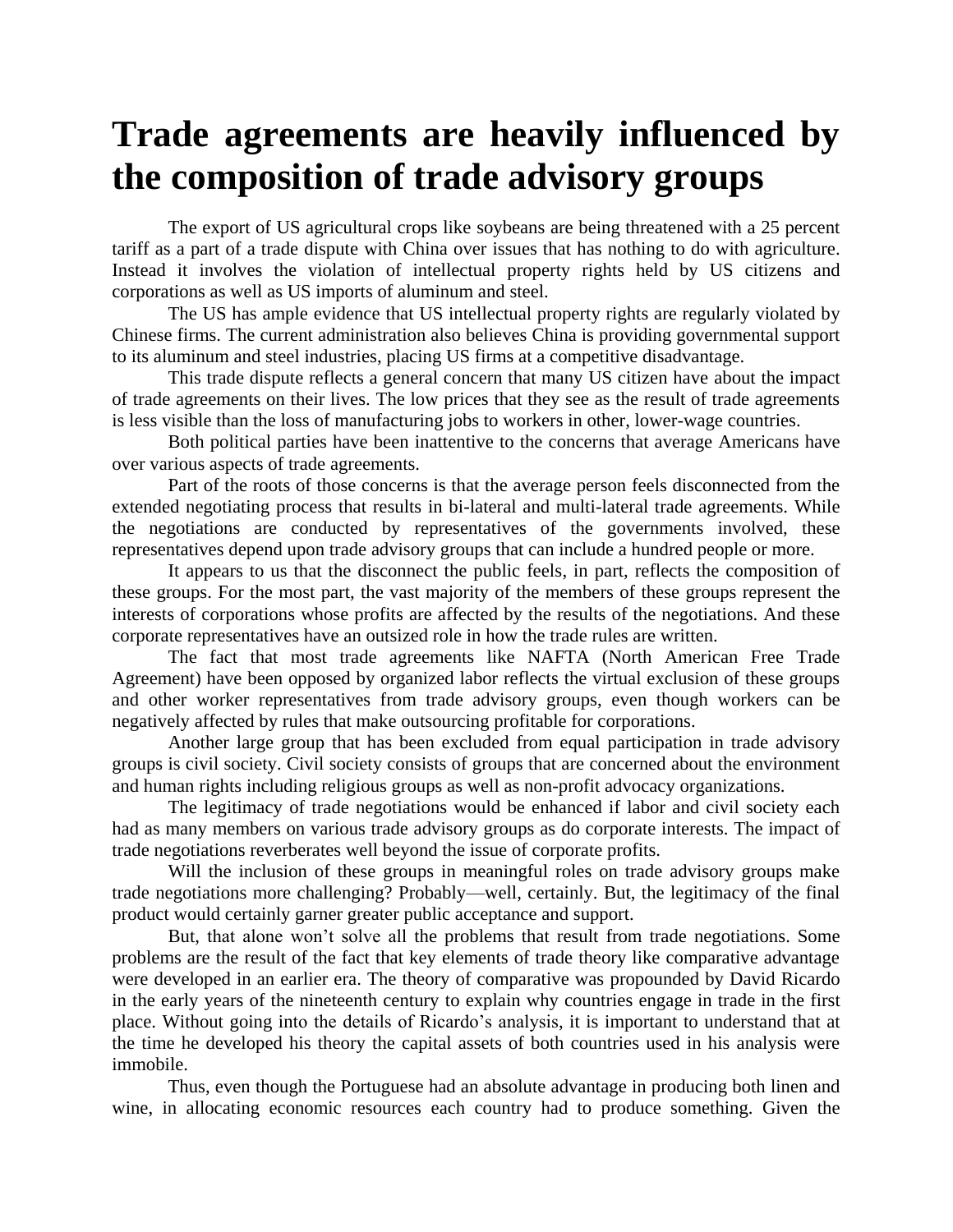# Trade agreements are heavily influenced by the composition of trade advisory groups

The export of US agricultural crops like soybeans are being threatened with a 25 percent tariff as a part of a trade dispute with China over issues that has nothing to do with agriculture. Instead it involves the violation of intellectual property rights held by US citizens and corporations as well as US imports of aluminum and steel.

The US has ample evidence that US intellectual property rights are regularly violated by Chinese firms. The current administration also believes China is providing governmental support to its aluminum and steel industries, placing US firms at a competitive disadvantage.

This trade dispute reflects a general concern that many US citizen have about the impact of trade agreements on their lives. The low prices that they see as the result of trade agreements is less visible than the loss of manufacturing jobs to workers in other, lower-wage countries.

Both political parties have been inattentive to the concerns that average Americans have over various aspects of trade agreements.

Part of the roots of those concerns is that the average person feels disconnected from the extended negotiating process that results in bi-lateral and multi-lateral trade agreements. While the negotiations are conducted by representatives of the governments involved, these representatives depend upon trade advisory groups that can include a hundred people or more.

It appears to us that the disconnect the public feels, in part, reflects the composition of these groups. For the most part, the vast majority of the members of these groups represent the interests of corporations whose profits are affected by the results of the negotiations. And these corporate representatives have an outsized role in how the trade rules are written.

The fact that most trade agreements like NAFTA (North American Free Trade Agreement) have been opposed by organized labor reflects the virtual exclusion of these groups and other worker representatives from trade advisory groups, even though workers can be negatively affected by rules that make outsourcing profitable for corporations.

Another large group that has been excluded from equal participation in trade advisory groups is civil society. Civil society consists of groups that are concerned about the environment and human rights including religious groups as well as non-profit advocacy organizations.

The legitimacy of trade negotiations would be enhanced if labor and civil society each had as many members on various trade advisory groups as do corporate interests. The impact of trade negotiations reverberates well beyond the issue of corporate profits.

Will the inclusion of these groups in meaningful roles on trade advisory groups make trade negotiations more challenging? Probably—well, certainly. But, the legitimacy of the final product would certainly garner greater public acceptance and support.

But, that alone won't solve all the problems that result from trade negotiations. Some problems are the result of the fact that key elements of trade theory like comparative advantage were developed in an earlier era. The theory of comparative was propounded by David Ricardo in the early years of the nineteenth century to explain why countries engage in trade in the first place. Without going into the details of Ricardo's analysis, it is important to understand that at the time he developed his theory the capital assets of both countries used in his analysis were immobile.

Thus, even though the Portuguese had an absolute advantage in producing both linen and wine, in allocating economic resources each country had to produce something. Given the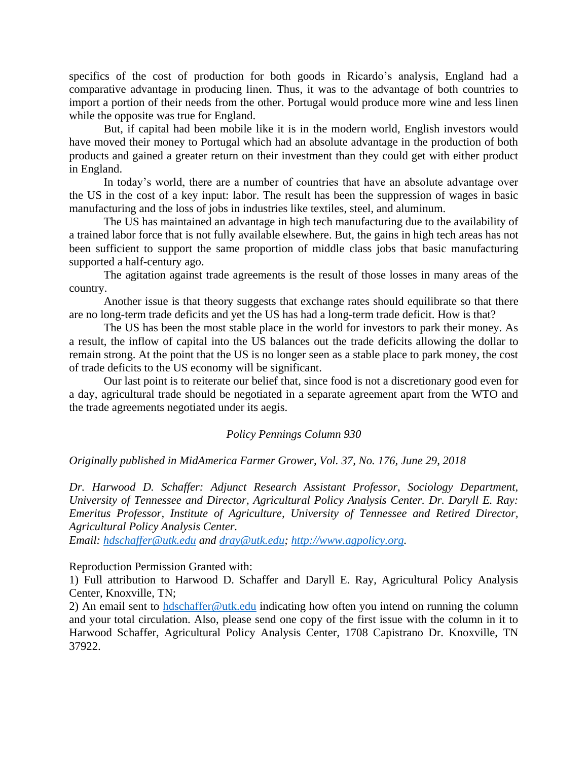specifics of the cost of production for both goods in Ricardo's analysis, England had a comparative advantage in producing linen. Thus, it was to the advantage of both countries to import a portion of their needs from the other. Portugal would produce more wine and less linen while the opposite was true for England.

But, if capital had been mobile like it is in the modern world, English investors would have moved their money to Portugal which had an absolute advantage in the production of both products and gained a greater return on their investment than they could get with either product in England.

In today's world, there are a number of countries that have an absolute advantage over the US in the cost of a key input: labor. The result has been the suppression of wages in basic manufacturing and the loss of jobs in industries like textiles, steel, and aluminum.

The US has maintained an advantage in high tech manufacturing due to the availability of a trained labor force that is not fully available elsewhere. But, the gains in high tech areas has not been sufficient to support the same proportion of middle class jobs that basic manufacturing supported a half-century ago.

The agitation against trade agreements is the result of those losses in many areas of the country.

Another issue is that theory suggests that exchange rates should equilibrate so that there are no long-term trade deficits and yet the US has had a long-term trade deficit. How is that?

The US has been the most stable place in the world for investors to park their money. As a result, the inflow of capital into the US balances out the trade deficits allowing the dollar to remain strong. At the point that the US is no longer seen as a stable place to park money, the cost of trade deficits to the US economy will be significant.

Our last point is to reiterate our belief that, since food is not a discretionary good even for a day, agricultural trade should be negotiated in a separate agreement apart from the WTO and the trade agreements negotiated under its aegis.

*Policy Pennings Column 930*

*Originally published in MidAmerica Farmer Grower, Vol. 37, No. 176, June 29, 2018*

*Dr. Harwood D. Schaffer: Adjunct Research Assistant Professor, Sociology Department, University of Tennessee and Director, Agricultural Policy Analysis Center. Dr. Daryll E. Ray: Emeritus Professor, Institute of Agriculture, University of Tennessee and Retired Director, Agricultural Policy Analysis Center.*
*Email: hdschaffer@utk.edu and dray@utk.edu; http://www.agpolicy.org.*

Reproduction Permission Granted with:
1) Full attribution to Harwood D. Schaffer and Daryll E. Ray, Agricultural Policy Analysis Center, Knoxville, TN;
2) An email sent to hdschaffer@utk.edu indicating how often you intend on running the column and your total circulation. Also, please send one copy of the first issue with the column in it to Harwood Schaffer, Agricultural Policy Analysis Center, 1708 Capistrano Dr. Knoxville, TN 37922.